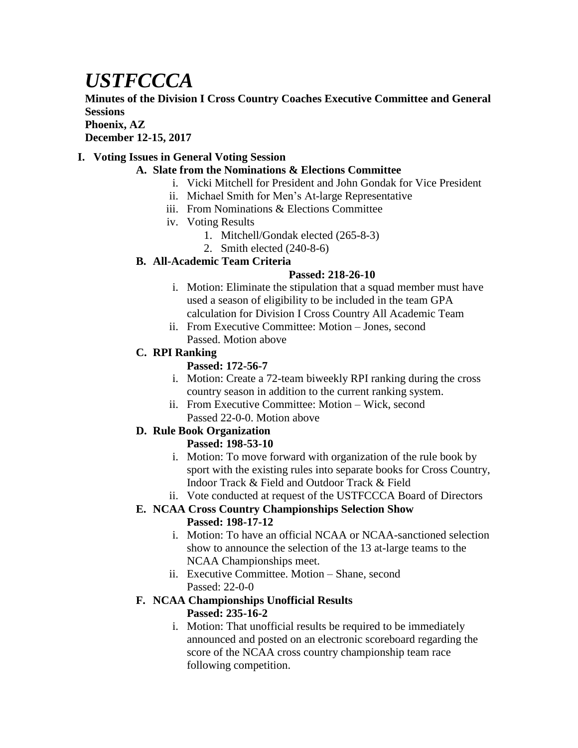# *USTFCCCA*

**Minutes of the Division I Cross Country Coaches Executive Committee and General Sessions**
**Phoenix, AZ**
**December 12-15, 2017**

## I. Voting Issues in General Voting Session

### A. Slate from the Nominations & Elections Committee

- i. Vicki Mitchell for President and John Gondak for Vice President
- ii. Michael Smith for Men's At-large Representative
- iii. From Nominations & Elections Committee
- iv. Voting Results
  1. Mitchell/Gondak elected (265-8-3)
  2. Smith elected (240-8-6)

### B. All-Academic Team Criteria

**Passed: 218-26-10**

- i. Motion: Eliminate the stipulation that a squad member must have used a season of eligibility to be included in the team GPA calculation for Division I Cross Country All Academic Team
- ii. From Executive Committee: Motion – Jones, second
  Passed. Motion above

### C. RPI Ranking

**Passed: 172-56-7**

- i. Motion: Create a 72-team biweekly RPI ranking during the cross country season in addition to the current ranking system.
- ii. From Executive Committee: Motion – Wick, second
  Passed 22-0-0. Motion above

### D. Rule Book Organization

**Passed: 198-53-10**

- i. Motion: To move forward with organization of the rule book by sport with the existing rules into separate books for Cross Country, Indoor Track & Field and Outdoor Track & Field
- ii. Vote conducted at request of the USTFCCCA Board of Directors

### E. NCAA Cross Country Championships Selection Show

**Passed: 198-17-12**

- i. Motion: To have an official NCAA or NCAA-sanctioned selection show to announce the selection of the 13 at-large teams to the NCAA Championships meet.
- ii. Executive Committee. Motion – Shane, second
  Passed: 22-0-0

### F. NCAA Championships Unofficial Results

**Passed: 235-16-2**

- i. Motion: That unofficial results be required to be immediately announced and posted on an electronic scoreboard regarding the score of the NCAA cross country championship team race following competition.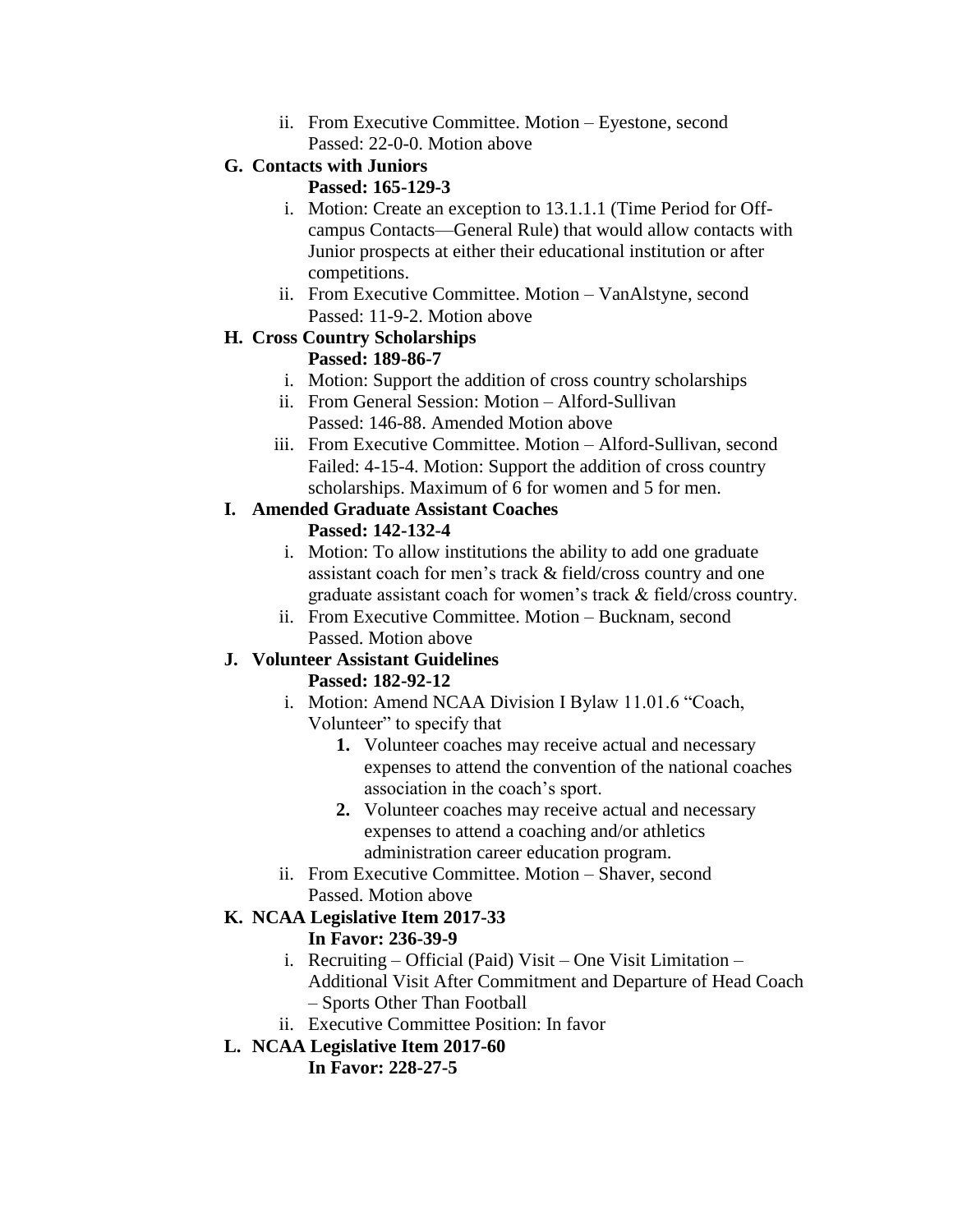ii. From Executive Committee. Motion – Eyestone, second
 Passed: 22-0-0. Motion above

**G. Contacts with Juniors**

**Passed: 165-129-3**

i. Motion: Create an exception to 13.1.1.1 (Time Period for Off-campus Contacts—General Rule) that would allow contacts with Junior prospects at either their educational institution or after competitions.

ii. From Executive Committee. Motion – VanAlstyne, second
 Passed: 11-9-2. Motion above

**H. Cross Country Scholarships**

**Passed: 189-86-7**

i. Motion: Support the addition of cross country scholarships

ii. From General Session: Motion – Alford-Sullivan
 Passed: 146-88. Amended Motion above

iii. From Executive Committee. Motion – Alford-Sullivan, second
 Failed: 4-15-4. Motion: Support the addition of cross country scholarships. Maximum of 6 for women and 5 for men.

**I. Amended Graduate Assistant Coaches**

**Passed: 142-132-4**

i. Motion: To allow institutions the ability to add one graduate assistant coach for men's track & field/cross country and one graduate assistant coach for women's track & field/cross country.

ii. From Executive Committee. Motion – Bucknam, second
 Passed. Motion above

**J. Volunteer Assistant Guidelines**

**Passed: 182-92-12**

i. Motion: Amend NCAA Division I Bylaw 11.01.6 "Coach, Volunteer" to specify that

 **1.** Volunteer coaches may receive actual and necessary expenses to attend the convention of the national coaches association in the coach's sport.

 **2.** Volunteer coaches may receive actual and necessary expenses to attend a coaching and/or athletics administration career education program.

ii. From Executive Committee. Motion – Shaver, second
 Passed. Motion above

**K. NCAA Legislative Item 2017-33**

**In Favor: 236-39-9**

i. Recruiting – Official (Paid) Visit – One Visit Limitation – Additional Visit After Commitment and Departure of Head Coach – Sports Other Than Football

ii. Executive Committee Position: In favor

**L. NCAA Legislative Item 2017-60**

**In Favor: 228-27-5**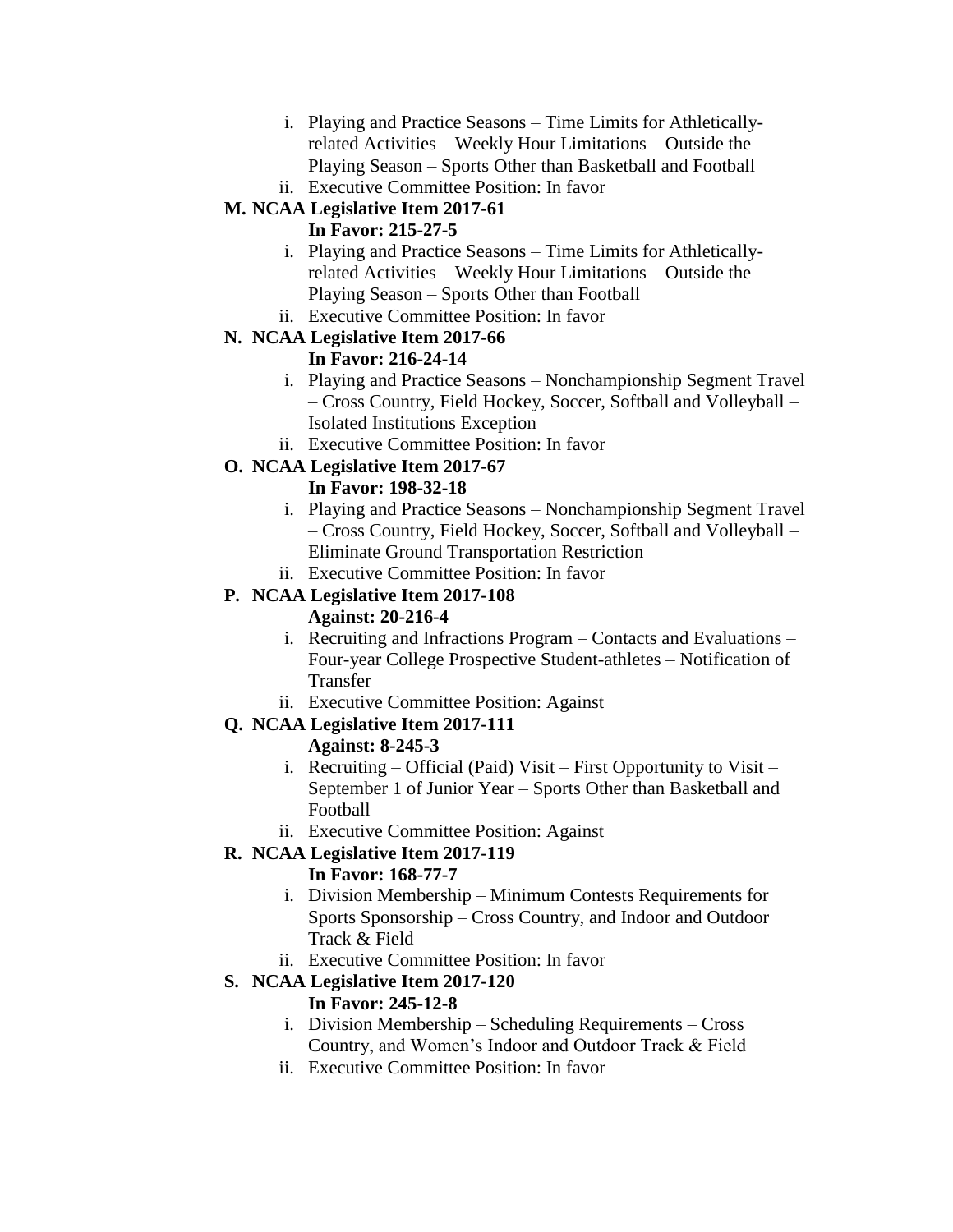i. Playing and Practice Seasons – Time Limits for Athletically-related Activities – Weekly Hour Limitations – Outside the Playing Season – Sports Other than Basketball and Football
   ii. Executive Committee Position: In favor

**M. NCAA Legislative Item 2017-61**
   **In Favor: 215-27-5**
   i. Playing and Practice Seasons – Time Limits for Athletically-related Activities – Weekly Hour Limitations – Outside the Playing Season – Sports Other than Football
   ii. Executive Committee Position: In favor

**N. NCAA Legislative Item 2017-66**
   **In Favor: 216-24-14**
   i. Playing and Practice Seasons – Nonchampionship Segment Travel – Cross Country, Field Hockey, Soccer, Softball and Volleyball – Isolated Institutions Exception
   ii. Executive Committee Position: In favor

**O. NCAA Legislative Item 2017-67**
   **In Favor: 198-32-18**
   i. Playing and Practice Seasons – Nonchampionship Segment Travel – Cross Country, Field Hockey, Soccer, Softball and Volleyball – Eliminate Ground Transportation Restriction
   ii. Executive Committee Position: In favor

**P. NCAA Legislative Item 2017-108**
   **Against: 20-216-4**
   i. Recruiting and Infractions Program – Contacts and Evaluations – Four-year College Prospective Student-athletes – Notification of Transfer
   ii. Executive Committee Position: Against

**Q. NCAA Legislative Item 2017-111**
   **Against: 8-245-3**
   i. Recruiting – Official (Paid) Visit – First Opportunity to Visit – September 1 of Junior Year – Sports Other than Basketball and Football
   ii. Executive Committee Position: Against

**R. NCAA Legislative Item 2017-119**
   **In Favor: 168-77-7**
   i. Division Membership – Minimum Contests Requirements for Sports Sponsorship – Cross Country, and Indoor and Outdoor Track & Field
   ii. Executive Committee Position: In favor

**S. NCAA Legislative Item 2017-120**
   **In Favor: 245-12-8**
   i. Division Membership – Scheduling Requirements – Cross Country, and Women's Indoor and Outdoor Track & Field
   ii. Executive Committee Position: In favor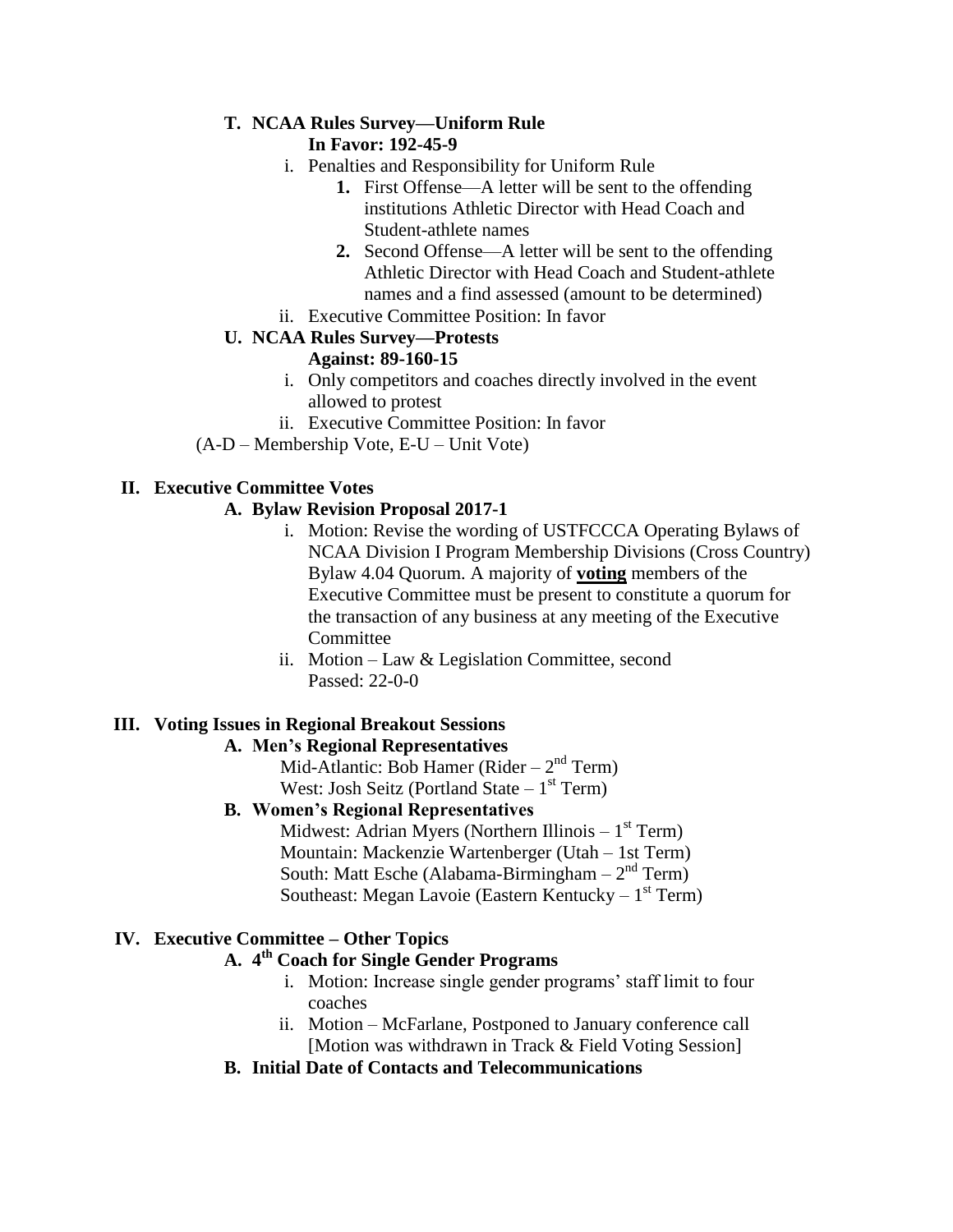**T. NCAA Rules Survey—Uniform Rule**
**In Favor: 192-45-9**

i. Penalties and Responsibility for Uniform Rule
   1. First Offense—A letter will be sent to the offending institutions Athletic Director with Head Coach and Student-athlete names
   2. Second Offense—A letter will be sent to the offending Athletic Director with Head Coach and Student-athlete names and a find assessed (amount to be determined)

ii. Executive Committee Position: In favor

**U. NCAA Rules Survey—Protests**
**Against: 89-160-15**

i. Only competitors and coaches directly involved in the event allowed to protest

ii. Executive Committee Position: In favor

(A-D – Membership Vote, E-U – Unit Vote)

## II. Executive Committee Votes

**A. Bylaw Revision Proposal 2017-1**

i. Motion: Revise the wording of USTFCCCA Operating Bylaws of NCAA Division I Program Membership Divisions (Cross Country) Bylaw 4.04 Quorum. A majority of **voting** members of the Executive Committee must be present to constitute a quorum for the transaction of any business at any meeting of the Executive Committee

ii. Motion – Law & Legislation Committee, second
Passed: 22-0-0

## III. Voting Issues in Regional Breakout Sessions

**A. Men's Regional Representatives**

Mid-Atlantic: Bob Hamer (Rider – 2nd Term)
West: Josh Seitz (Portland State – 1st Term)

**B. Women's Regional Representatives**

Midwest: Adrian Myers (Northern Illinois – 1st Term)
Mountain: Mackenzie Wartenberger (Utah – 1st Term)
South: Matt Esche (Alabama-Birmingham – 2nd Term)
Southeast: Megan Lavoie (Eastern Kentucky – 1st Term)

## IV. Executive Committee – Other Topics

**A. 4th Coach for Single Gender Programs**

i. Motion: Increase single gender programs' staff limit to four coaches

ii. Motion – McFarlane, Postponed to January conference call [Motion was withdrawn in Track & Field Voting Session]

**B. Initial Date of Contacts and Telecommunications**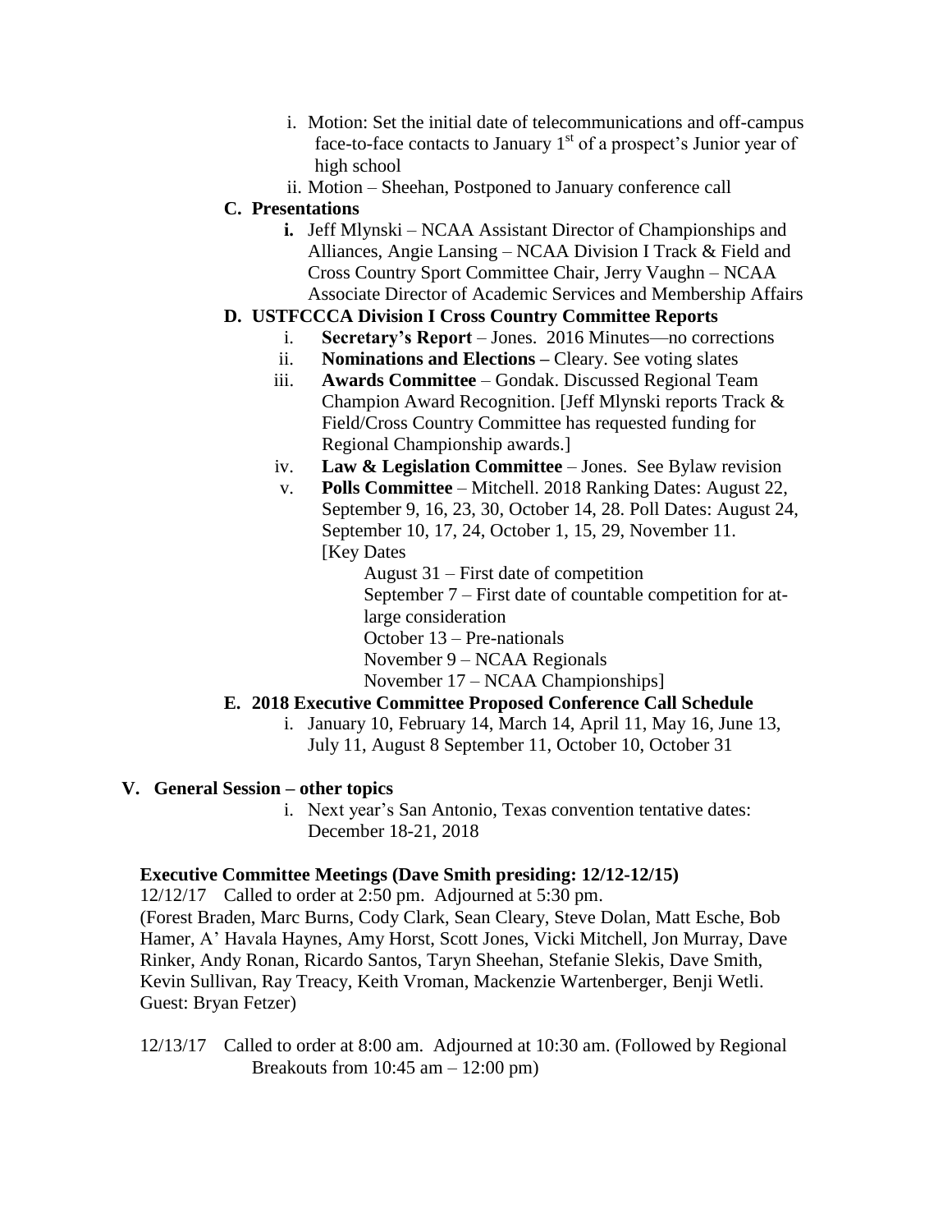i. Motion: Set the initial date of telecommunications and off-campus face-to-face contacts to January 1st of a prospect's Junior year of high school
   ii. Motion – Sheehan, Postponed to January conference call

**C. Presentations**

   **i.** Jeff Mlynski – NCAA Assistant Director of Championships and Alliances, Angie Lansing – NCAA Division I Track & Field and Cross Country Sport Committee Chair, Jerry Vaughn – NCAA Associate Director of Academic Services and Membership Affairs

**D. USTFCCCA Division I Cross Country Committee Reports**

   i. **Secretary's Report** – Jones. 2016 Minutes—no corrections
   ii. **Nominations and Elections –** Cleary. See voting slates
   iii. **Awards Committee** – Gondak. Discussed Regional Team Champion Award Recognition. [Jeff Mlynski reports Track & Field/Cross Country Committee has requested funding for Regional Championship awards.]
   iv. **Law & Legislation Committee** – Jones. See Bylaw revision
   v. **Polls Committee** – Mitchell. 2018 Ranking Dates: August 22, September 9, 16, 23, 30, October 14, 28. Poll Dates: August 24, September 10, 17, 24, October 1, 15, 29, November 11.
   [Key Dates
      August 31 – First date of competition
      September 7 – First date of countable competition for at-large consideration
      October 13 – Pre-nationals
      November 9 – NCAA Regionals
      November 17 – NCAA Championships]

**E. 2018 Executive Committee Proposed Conference Call Schedule**

   i. January 10, February 14, March 14, April 11, May 16, June 13, July 11, August 8 September 11, October 10, October 31

**V. General Session – other topics**

   i. Next year's San Antonio, Texas convention tentative dates: December 18-21, 2018

**Executive Committee Meetings (Dave Smith presiding: 12/12-12/15)**

12/12/17 Called to order at 2:50 pm. Adjourned at 5:30 pm.
(Forest Braden, Marc Burns, Cody Clark, Sean Cleary, Steve Dolan, Matt Esche, Bob Hamer, A' Havala Haynes, Amy Horst, Scott Jones, Vicki Mitchell, Jon Murray, Dave Rinker, Andy Ronan, Ricardo Santos, Taryn Sheehan, Stefanie Slekis, Dave Smith, Kevin Sullivan, Ray Treacy, Keith Vroman, Mackenzie Wartenberger, Benji Wetli. Guest: Bryan Fetzer)

12/13/17 Called to order at 8:00 am. Adjourned at 10:30 am. (Followed by Regional Breakouts from 10:45 am – 12:00 pm)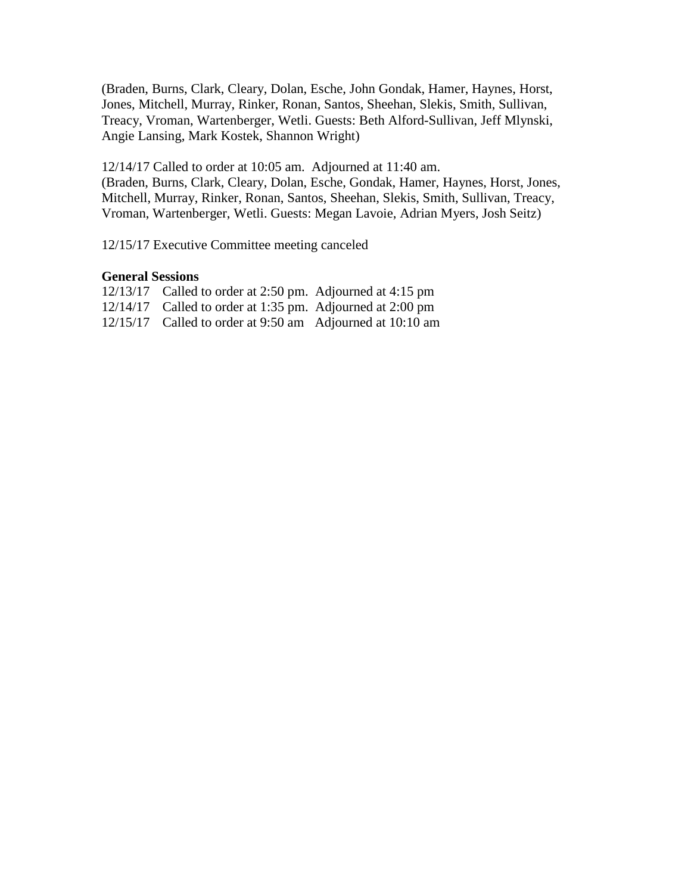(Braden, Burns, Clark, Cleary, Dolan, Esche, John Gondak, Hamer, Haynes, Horst, Jones, Mitchell, Murray, Rinker, Ronan, Santos, Sheehan, Slekis, Smith, Sullivan, Treacy, Vroman, Wartenberger, Wetli. Guests: Beth Alford-Sullivan, Jeff Mlynski, Angie Lansing, Mark Kostek, Shannon Wright)

12/14/17 Called to order at 10:05 am. Adjourned at 11:40 am.
(Braden, Burns, Clark, Cleary, Dolan, Esche, Gondak, Hamer, Haynes, Horst, Jones, Mitchell, Murray, Rinker, Ronan, Santos, Sheehan, Slekis, Smith, Sullivan, Treacy, Vroman, Wartenberger, Wetli. Guests: Megan Lavoie, Adrian Myers, Josh Seitz)

12/15/17 Executive Committee meeting canceled

**General Sessions**

12/13/17 Called to order at 2:50 pm. Adjourned at 4:15 pm
12/14/17 Called to order at 1:35 pm. Adjourned at 2:00 pm
12/15/17 Called to order at 9:50 am Adjourned at 10:10 am